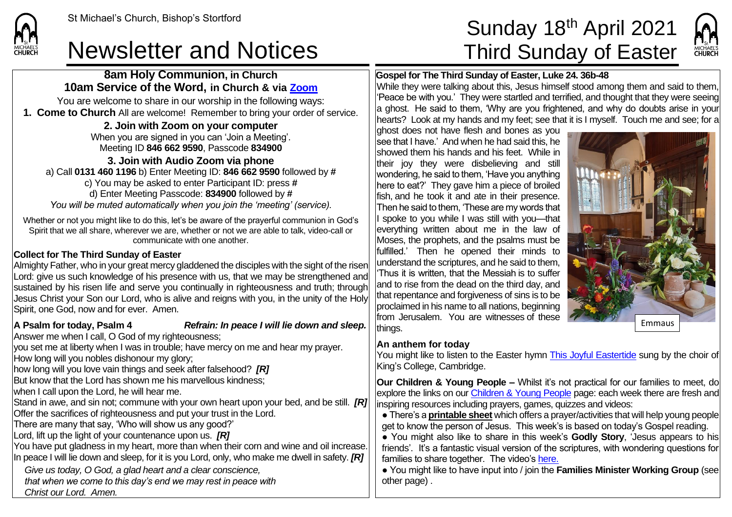St Michael's Church, Bishop's Stortford

# Newsletter and Notices

# Sunday 18th April 2021 Third Sunday of Easter

## 8am Holy Communion, in Church
## 10am Service of the Word, in Church & via Zoom

You are welcome to share in our worship in the following ways:

**1. Come to Church** All are welcome! Remember to bring your order of service.

**2. Join with Zoom on your computer**

When you are signed in you can 'Join a Meeting'.
Meeting ID **846 662 9590**, Passcode **834900**

**3. Join with Audio Zoom via phone**

a) Call **0131 460 1196** b) Enter Meeting ID: **846 662 9590** followed by **#**
c) You may be asked to enter Participant ID: press **#**
d) Enter Meeting Passcode: **834900** followed by **#**
*You will be muted automatically when you join the 'meeting' (service).*

Whether or not you might like to do this, let's be aware of the prayerful communion in God's Spirit that we all share, wherever we are, whether or not we are able to talk, video-call or communicate with one another.

**Collect for The Third Sunday of Easter**

Almighty Father, who in your great mercy gladdened the disciples with the sight of the risen Lord: give us such knowledge of his presence with us, that we may be strengthened and sustained by his risen life and serve you continually in righteousness and truth; through Jesus Christ your Son our Lord, who is alive and reigns with you, in the unity of the Holy Spirit, one God, now and for ever. Amen.

**A Psalm for today, Psalm 4** *Refrain: In peace I will lie down and sleep.*

Answer me when I call, O God of my righteousness;
you set me at liberty when I was in trouble; have mercy on me and hear my prayer.
How long will you nobles dishonour my glory;
how long will you love vain things and seek after falsehood? ***[R]***
But know that the Lord has shown me his marvellous kindness;
when I call upon the Lord, he will hear me.
Stand in awe, and sin not; commune with your own heart upon your bed, and be still. ***[R]***
Offer the sacrifices of righteousness and put your trust in the Lord.
There are many that say, 'Who will show us any good?'
Lord, lift up the light of your countenance upon us. ***[R]***
You have put gladness in my heart, more than when their corn and wine and oil increase.
In peace I will lie down and sleep, for it is you Lord, only, who make me dwell in safety. ***[R]***

*Give us today, O God, a glad heart and a clear conscience,
that when we come to this day's end we may rest in peace with
Christ our Lord. Amen.*

**Gospel for The Third Sunday of Easter, Luke 24. 36b-48**

While they were talking about this, Jesus himself stood among them and said to them, 'Peace be with you.' They were startled and terrified, and thought that they were seeing a ghost. He said to them, 'Why are you frightened, and why do doubts arise in your hearts? Look at my hands and my feet; see that it is I myself. Touch me and see; for a ghost does not have flesh and bones as you see that I have.' And when he had said this, he showed them his hands and his feet. While in their joy they were disbelieving and still wondering, he said to them, 'Have you anything here to eat?' They gave him a piece of broiled fish, and he took it and ate in their presence. Then he said to them, 'These are my words that I spoke to you while I was still with you—that everything written about me in the law of Moses, the prophets, and the psalms must be fulfilled.' Then he opened their minds to understand the scriptures, and he said to them, 'Thus it is written, that the Messiah is to suffer and to rise from the dead on the third day, and that repentance and forgiveness of sins is to be proclaimed in his name to all nations, beginning from Jerusalem. You are witnesses of these things.

Emmaus

**An anthem for today**

You might like to listen to the Easter hymn This Joyful Eastertide sung by the choir of King's College, Cambridge.

**Our Children & Young People –** Whilst it's not practical for our families to meet, do explore the links on our Children & Young People page: each week there are fresh and inspiring resources including prayers, games, quizzes and videos:

- There's a **printable sheet** which offers a prayer/activities that will help young people get to know the person of Jesus. This week's is based on today's Gospel reading.
- You might also like to share in this week's **Godly Story**, 'Jesus appears to his friends'. It's a fantastic visual version of the scriptures, with wondering questions for families to share together. The video's here.
- You might like to have input into / join the **Families Minister Working Group** (see other page) .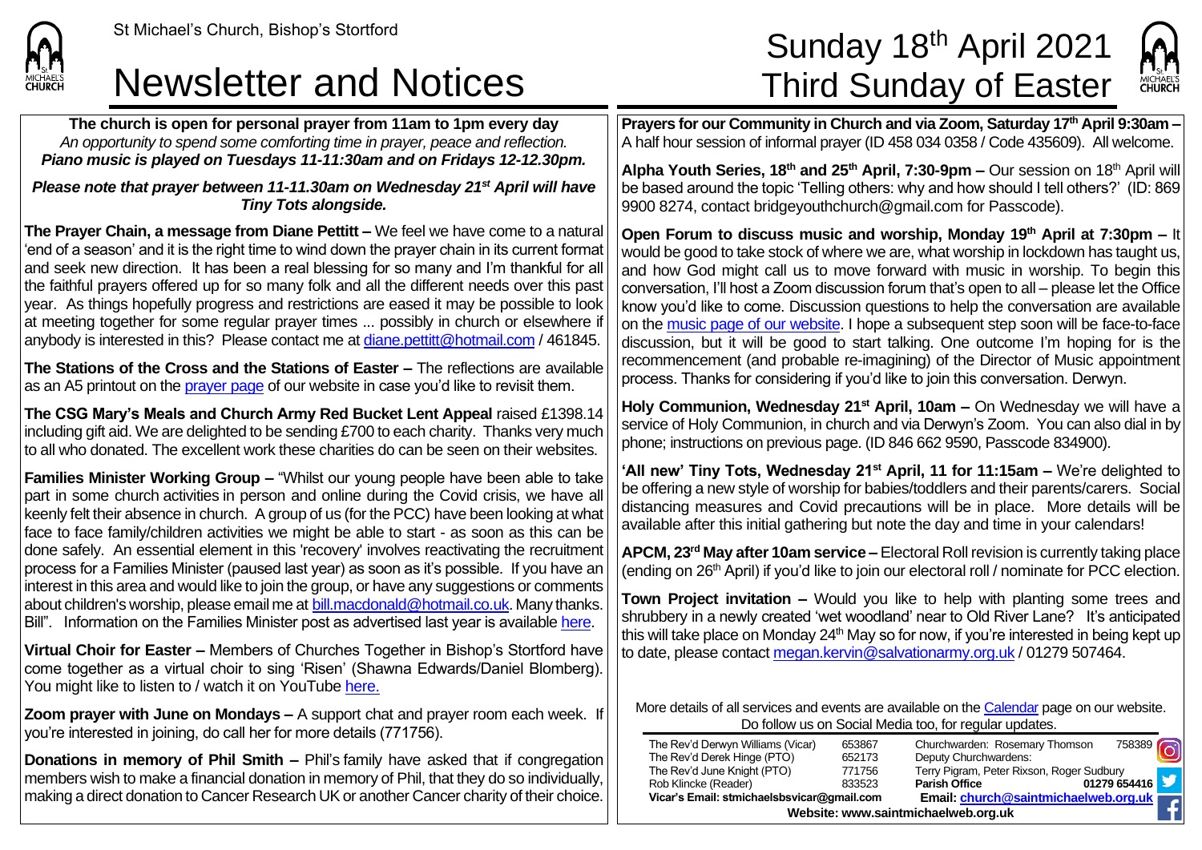St Michael's Church, Bishop's Stortford

# Newsletter and Notices

# Sunday 18th April 2021 Third Sunday of Easter

**The church is open for personal prayer from 11am to 1pm every day**
*An opportunity to spend some comforting time in prayer, peace and reflection.*
***Piano music is played on Tuesdays 11-11:30am and on Fridays 12-12.30pm.***

***Please note that prayer between 11-11.30am on Wednesday 21st April will have Tiny Tots alongside.***

**The Prayer Chain, a message from Diane Pettitt –** We feel we have come to a natural 'end of a season' and it is the right time to wind down the prayer chain in its current format and seek new direction. It has been a real blessing for so many and I'm thankful for all the faithful prayers offered up for so many folk and all the different needs over this past year. As things hopefully progress and restrictions are eased it may be possible to look at meeting together for some regular prayer times ... possibly in church or elsewhere if anybody is interested in this? Please contact me at diane.pettitt@hotmail.com / 461845.

**The Stations of the Cross and the Stations of Easter –** The reflections are available as an A5 printout on the prayer page of our website in case you'd like to revisit them.

**The CSG Mary's Meals and Church Army Red Bucket Lent Appeal** raised £1398.14 including gift aid. We are delighted to be sending £700 to each charity. Thanks very much to all who donated. The excellent work these charities do can be seen on their websites.

**Families Minister Working Group –** "Whilst our young people have been able to take part in some church activities in person and online during the Covid crisis, we have all keenly felt their absence in church. A group of us (for the PCC) have been looking at what face to face family/children activities we might be able to start - as soon as this can be done safely. An essential element in this 'recovery' involves reactivating the recruitment process for a Families Minister (paused last year) as soon as it's possible. If you have an interest in this area and would like to join the group, or have any suggestions or comments about children's worship, please email me at bill.macdonald@hotmail.co.uk. Many thanks. Bill". Information on the Families Minister post as advertised last year is available here.

**Virtual Choir for Easter –** Members of Churches Together in Bishop's Stortford have come together as a virtual choir to sing 'Risen' (Shawna Edwards/Daniel Blomberg). You might like to listen to / watch it on YouTube here.

**Zoom prayer with June on Mondays –** A support chat and prayer room each week. If you're interested in joining, do call her for more details (771756).

**Donations in memory of Phil Smith –** Phil's family have asked that if congregation members wish to make a financial donation in memory of Phil, that they do so individually, making a direct donation to Cancer Research UK or another Cancer charity of their choice.

**Prayers for our Community in Church and via Zoom, Saturday 17th April 9:30am –** A half hour session of informal prayer (ID 458 034 0358 / Code 435609). All welcome.

**Alpha Youth Series, 18th and 25th April, 7:30-9pm –** Our session on 18th April will be based around the topic 'Telling others: why and how should I tell others?' (ID: 869 9900 8274, contact bridgeyouthchurch@gmail.com for Passcode).

**Open Forum to discuss music and worship, Monday 19th April at 7:30pm –** It would be good to take stock of where we are, what worship in lockdown has taught us, and how God might call us to move forward with music in worship. To begin this conversation, I'll host a Zoom discussion forum that's open to all – please let the Office know you'd like to come. Discussion questions to help the conversation are available on the music page of our website. I hope a subsequent step soon will be face-to-face discussion, but it will be good to start talking. One outcome I'm hoping for is the recommencement (and probable re-imagining) of the Director of Music appointment process. Thanks for considering if you'd like to join this conversation. Derwyn.

**Holy Communion, Wednesday 21st April, 10am –** On Wednesday we will have a service of Holy Communion, in church and via Derwyn's Zoom. You can also dial in by phone; instructions on previous page. (ID 846 662 9590, Passcode 834900).

**'All new' Tiny Tots, Wednesday 21st April, 11 for 11:15am –** We're delighted to be offering a new style of worship for babies/toddlers and their parents/carers. Social distancing measures and Covid precautions will be in place. More details will be available after this initial gathering but note the day and time in your calendars!

**APCM, 23rd May after 10am service –** Electoral Roll revision is currently taking place (ending on 26th April) if you'd like to join our electoral roll / nominate for PCC election.

**Town Project invitation –** Would you like to help with planting some trees and shrubbery in a newly created 'wet woodland' near to Old River Lane? It's anticipated this will take place on Monday 24th May so for now, if you're interested in being kept up to date, please contact megan.kervin@salvationarmy.org.uk / 01279 507464.

More details of all services and events are available on the Calendar page on our website. Do follow us on Social Media too, for regular updates.

| | | | |
|---|---|---|---|
| The Rev'd Derwyn Williams (Vicar) | 653867 | Churchwarden: Rosemary Thomson | 758389 |
| The Rev'd Derek Hinge (PTO) | 652173 | Deputy Churchwardens: | |
| The Rev'd June Knight (PTO) | 771756 | Terry Pigram, Peter Rixson, Roger Sudbury | |
| Rob Klincke (Reader) | 833523 | **Parish Office** | **01279 654416** |
| **Vicar's Email: stmichaelsbsvicar@gmail.com** | | **Email: church@saintmichaelweb.org.uk** | |

**Website: www.saintmichaelweb.org.uk**